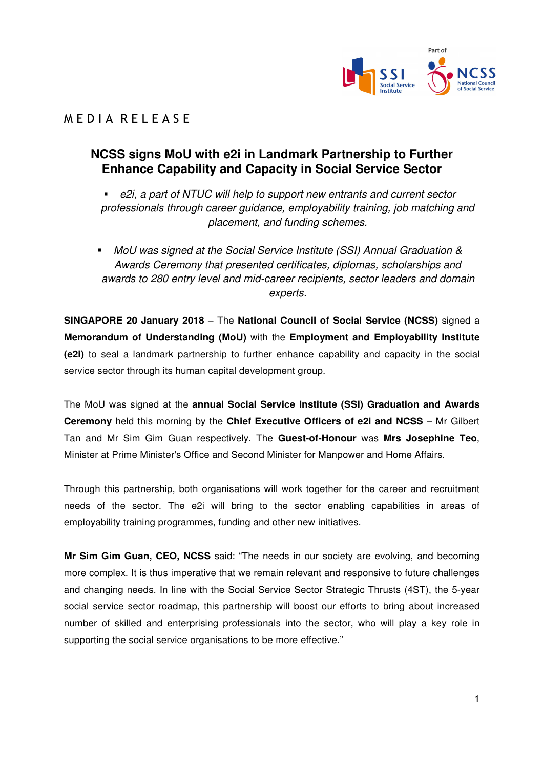MEDIA RELEASE

# NCSS signs MoU with e2i in Landmark Partnership to Further Enhance Capability and Capacity in Social Service Sector

- *e2i, a part of NTUC will help to support new entrants and current sector professionals through career guidance, employability training, job matching and placement, and funding schemes.*

- *MoU was signed at the Social Service Institute (SSI) Annual Graduation & Awards Ceremony that presented certificates, diplomas, scholarships and awards to 280 entry level and mid-career recipients, sector leaders and domain experts.*

**SINGAPORE 20 January 2018** – The **National Council of Social Service (NCSS)** signed a **Memorandum of Understanding (MoU)** with the **Employment and Employability Institute (e2i)** to seal a landmark partnership to further enhance capability and capacity in the social service sector through its human capital development group.

The MoU was signed at the **annual Social Service Institute (SSI) Graduation and Awards Ceremony** held this morning by the **Chief Executive Officers of e2i and NCSS** – Mr Gilbert Tan and Mr Sim Gim Guan respectively. The **Guest-of-Honour** was **Mrs Josephine Teo**, Minister at Prime Minister's Office and Second Minister for Manpower and Home Affairs.

Through this partnership, both organisations will work together for the career and recruitment needs of the sector. The e2i will bring to the sector enabling capabilities in areas of employability training programmes, funding and other new initiatives.

**Mr Sim Gim Guan, CEO, NCSS** said: "The needs in our society are evolving, and becoming more complex. It is thus imperative that we remain relevant and responsive to future challenges and changing needs. In line with the Social Service Sector Strategic Thrusts (4ST), the 5-year social service sector roadmap, this partnership will boost our efforts to bring about increased number of skilled and enterprising professionals into the sector, who will play a key role in supporting the social service organisations to be more effective."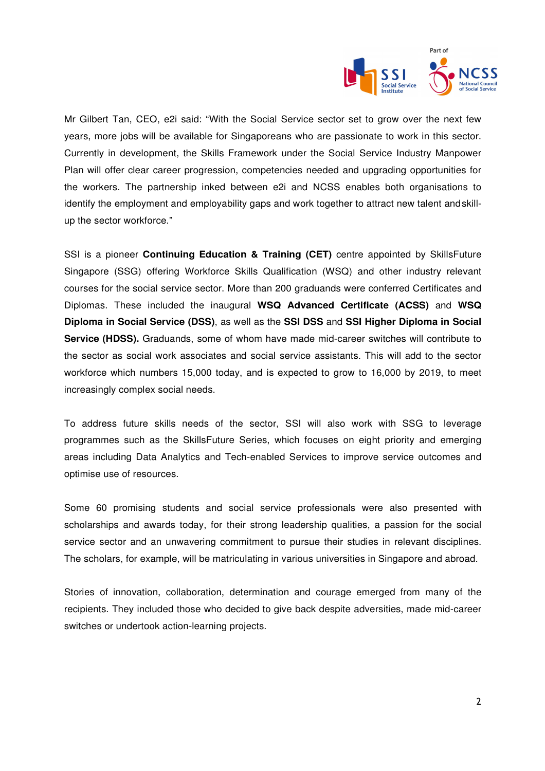Mr Gilbert Tan, CEO, e2i said: "With the Social Service sector set to grow over the next few years, more jobs will be available for Singaporeans who are passionate to work in this sector. Currently in development, the Skills Framework under the Social Service Industry Manpower Plan will offer clear career progression, competencies needed and upgrading opportunities for the workers. The partnership inked between e2i and NCSS enables both organisations to identify the employment and employability gaps and work together to attract new talent andskill-up the sector workforce."

SSI is a pioneer **Continuing Education & Training (CET)** centre appointed by SkillsFuture Singapore (SSG) offering Workforce Skills Qualification (WSQ) and other industry relevant courses for the social service sector. More than 200 graduands were conferred Certificates and Diplomas. These included the inaugural **WSQ Advanced Certificate (ACSS)** and **WSQ Diploma in Social Service (DSS)**, as well as the **SSI DSS** and **SSI Higher Diploma in Social Service (HDSS).** Graduands, some of whom have made mid-career switches will contribute to the sector as social work associates and social service assistants. This will add to the sector workforce which numbers 15,000 today, and is expected to grow to 16,000 by 2019, to meet increasingly complex social needs.

To address future skills needs of the sector, SSI will also work with SSG to leverage programmes such as the SkillsFuture Series, which focuses on eight priority and emerging areas including Data Analytics and Tech-enabled Services to improve service outcomes and optimise use of resources.

Some 60 promising students and social service professionals were also presented with scholarships and awards today, for their strong leadership qualities, a passion for the social service sector and an unwavering commitment to pursue their studies in relevant disciplines. The scholars, for example, will be matriculating in various universities in Singapore and abroad.

Stories of innovation, collaboration, determination and courage emerged from many of the recipients. They included those who decided to give back despite adversities, made mid-career switches or undertook action-learning projects.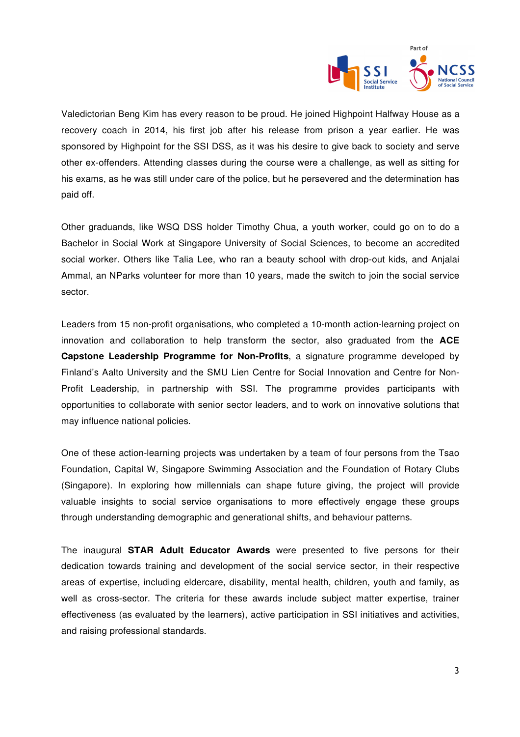Valedictorian Beng Kim has every reason to be proud. He joined Highpoint Halfway House as a recovery coach in 2014, his first job after his release from prison a year earlier. He was sponsored by Highpoint for the SSI DSS, as it was his desire to give back to society and serve other ex-offenders. Attending classes during the course were a challenge, as well as sitting for his exams, as he was still under care of the police, but he persevered and the determination has paid off.

Other graduands, like WSQ DSS holder Timothy Chua, a youth worker, could go on to do a Bachelor in Social Work at Singapore University of Social Sciences, to become an accredited social worker. Others like Talia Lee, who ran a beauty school with drop-out kids, and Anjalai Ammal, an NParks volunteer for more than 10 years, made the switch to join the social service sector.

Leaders from 15 non-profit organisations, who completed a 10-month action-learning project on innovation and collaboration to help transform the sector, also graduated from the **ACE Capstone Leadership Programme for Non-Profits**, a signature programme developed by Finland's Aalto University and the SMU Lien Centre for Social Innovation and Centre for Non-Profit Leadership, in partnership with SSI. The programme provides participants with opportunities to collaborate with senior sector leaders, and to work on innovative solutions that may influence national policies.

One of these action-learning projects was undertaken by a team of four persons from the Tsao Foundation, Capital W, Singapore Swimming Association and the Foundation of Rotary Clubs (Singapore). In exploring how millennials can shape future giving, the project will provide valuable insights to social service organisations to more effectively engage these groups through understanding demographic and generational shifts, and behaviour patterns.

The inaugural **STAR Adult Educator Awards** were presented to five persons for their dedication towards training and development of the social service sector, in their respective areas of expertise, including eldercare, disability, mental health, children, youth and family, as well as cross-sector. The criteria for these awards include subject matter expertise, trainer effectiveness (as evaluated by the learners), active participation in SSI initiatives and activities, and raising professional standards.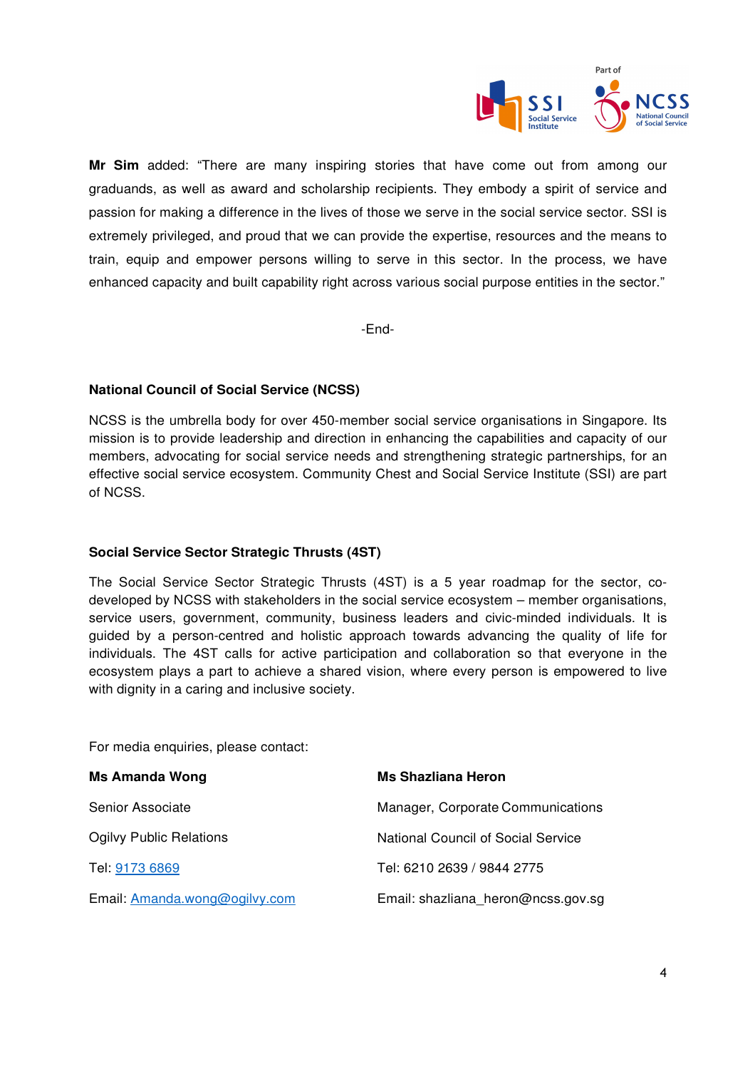**Mr Sim** added: "There are many inspiring stories that have come out from among our graduands, as well as award and scholarship recipients. They embody a spirit of service and passion for making a difference in the lives of those we serve in the social service sector. SSI is extremely privileged, and proud that we can provide the expertise, resources and the means to train, equip and empower persons willing to serve in this sector. In the process, we have enhanced capacity and built capability right across various social purpose entities in the sector."

-End-

**National Council of Social Service (NCSS)**

NCSS is the umbrella body for over 450-member social service organisations in Singapore. Its mission is to provide leadership and direction in enhancing the capabilities and capacity of our members, advocating for social service needs and strengthening strategic partnerships, for an effective social service ecosystem. Community Chest and Social Service Institute (SSI) are part of NCSS.

**Social Service Sector Strategic Thrusts (4ST)**

The Social Service Sector Strategic Thrusts (4ST) is a 5 year roadmap for the sector, co-developed by NCSS with stakeholders in the social service ecosystem – member organisations, service users, government, community, business leaders and civic-minded individuals. It is guided by a person-centred and holistic approach towards advancing the quality of life for individuals. The 4ST calls for active participation and collaboration so that everyone in the ecosystem plays a part to achieve a shared vision, where every person is empowered to live with dignity in a caring and inclusive society.

For media enquiries, please contact:

**Ms Amanda Wong**

Senior Associate

Ogilvy Public Relations

Tel: 9173 6869

Email: Amanda.wong@ogilvy.com

**Ms Shazliana Heron**

Manager, Corporate Communications

National Council of Social Service

Tel: 6210 2639 / 9844 2775

Email: shazliana_heron@ncss.gov.sg